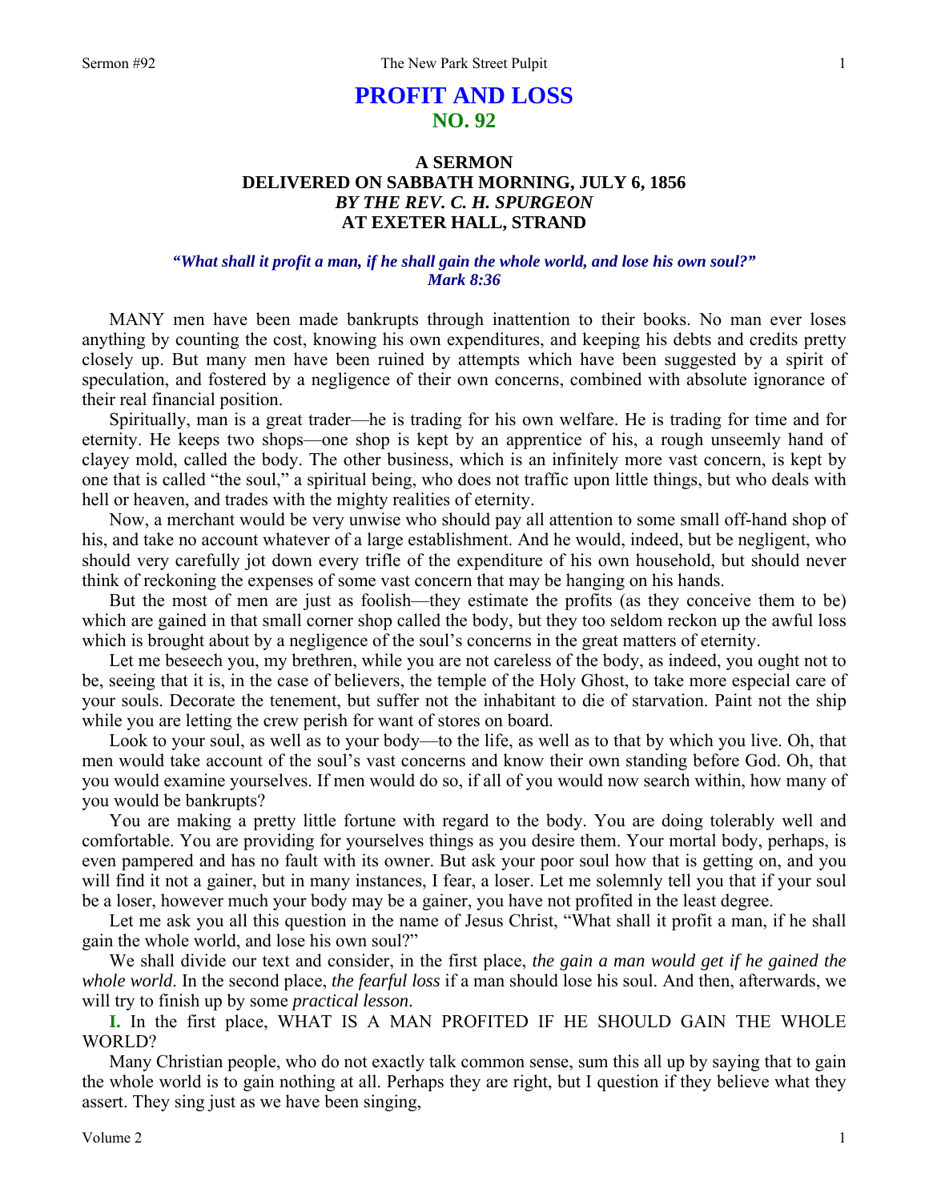# PROFIT AND LOSS
## NO. 92

### A SERMON
### DELIVERED ON SABBATH MORNING, JULY 6, 1856
### *BY THE REV. C. H. SPURGEON*
### AT EXETER HALL, STRAND

***"What shall it profit a man, if he shall gain the whole world, and lose his own soul?" Mark 8:36***

MANY men have been made bankrupts through inattention to their books. No man ever loses anything by counting the cost, knowing his own expenditures, and keeping his debts and credits pretty closely up. But many men have been ruined by attempts which have been suggested by a spirit of speculation, and fostered by a negligence of their own concerns, combined with absolute ignorance of their real financial position.

Spiritually, man is a great trader—he is trading for his own welfare. He is trading for time and for eternity. He keeps two shops—one shop is kept by an apprentice of his, a rough unseemly hand of clayey mold, called the body. The other business, which is an infinitely more vast concern, is kept by one that is called "the soul," a spiritual being, who does not traffic upon little things, but who deals with hell or heaven, and trades with the mighty realities of eternity.

Now, a merchant would be very unwise who should pay all attention to some small off-hand shop of his, and take no account whatever of a large establishment. And he would, indeed, but be negligent, who should very carefully jot down every trifle of the expenditure of his own household, but should never think of reckoning the expenses of some vast concern that may be hanging on his hands.

But the most of men are just as foolish—they estimate the profits (as they conceive them to be) which are gained in that small corner shop called the body, but they too seldom reckon up the awful loss which is brought about by a negligence of the soul's concerns in the great matters of eternity.

Let me beseech you, my brethren, while you are not careless of the body, as indeed, you ought not to be, seeing that it is, in the case of believers, the temple of the Holy Ghost, to take more especial care of your souls. Decorate the tenement, but suffer not the inhabitant to die of starvation. Paint not the ship while you are letting the crew perish for want of stores on board.

Look to your soul, as well as to your body—to the life, as well as to that by which you live. Oh, that men would take account of the soul's vast concerns and know their own standing before God. Oh, that you would examine yourselves. If men would do so, if all of you would now search within, how many of you would be bankrupts?

You are making a pretty little fortune with regard to the body. You are doing tolerably well and comfortable. You are providing for yourselves things as you desire them. Your mortal body, perhaps, is even pampered and has no fault with its owner. But ask your poor soul how that is getting on, and you will find it not a gainer, but in many instances, I fear, a loser. Let me solemnly tell you that if your soul be a loser, however much your body may be a gainer, you have not profited in the least degree.

Let me ask you all this question in the name of Jesus Christ, "What shall it profit a man, if he shall gain the whole world, and lose his own soul?"

We shall divide our text and consider, in the first place, *the gain a man would get if he gained the whole world*. In the second place, *the fearful loss* if a man should lose his soul. And then, afterwards, we will try to finish up by some *practical lesson*.

**I.** In the first place, WHAT IS A MAN PROFITED IF HE SHOULD GAIN THE WHOLE WORLD?

Many Christian people, who do not exactly talk common sense, sum this all up by saying that to gain the whole world is to gain nothing at all. Perhaps they are right, but I question if they believe what they assert. They sing just as we have been singing,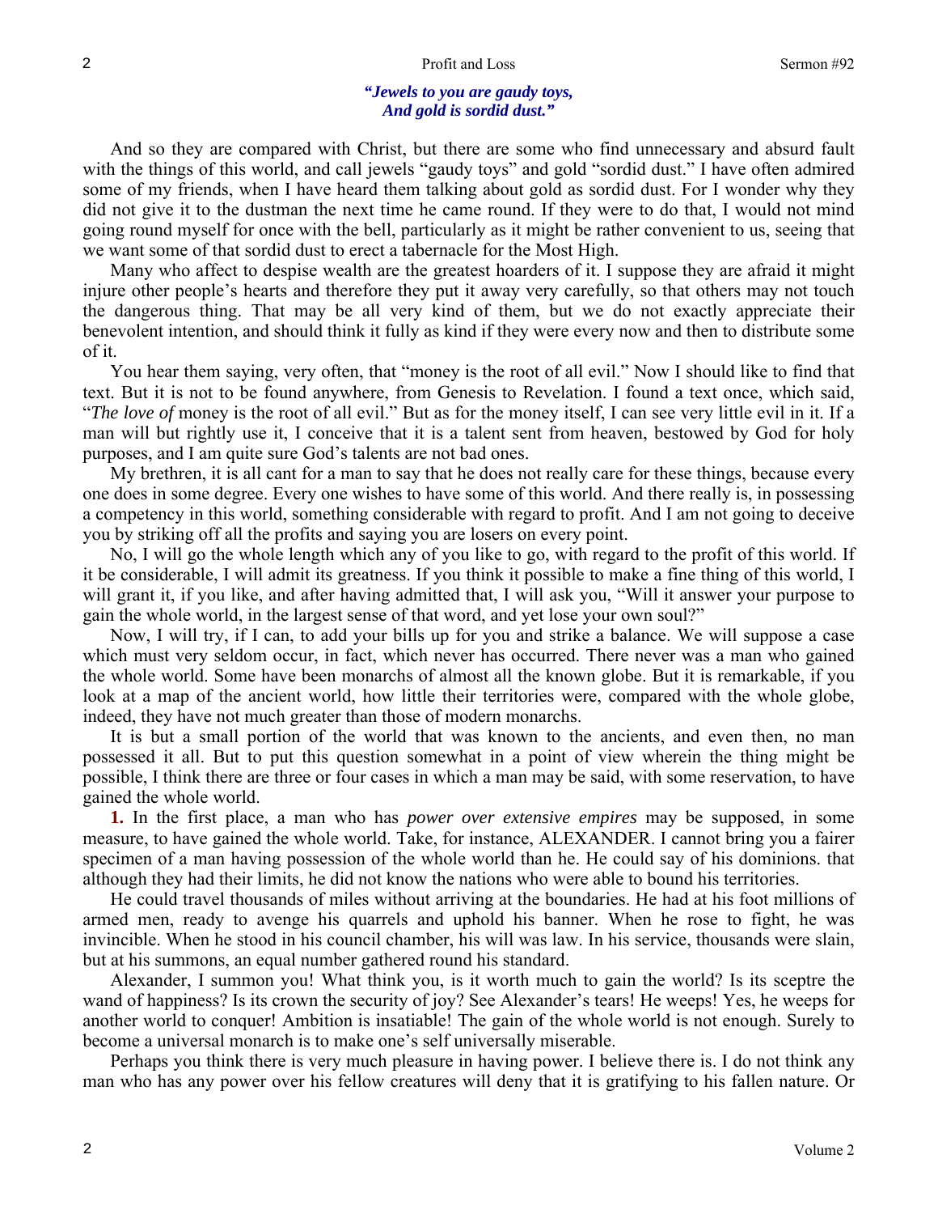*"Jewels to you are gaudy toys,*
*And gold is sordid dust."*

And so they are compared with Christ, but there are some who find unnecessary and absurd fault with the things of this world, and call jewels "gaudy toys" and gold "sordid dust." I have often admired some of my friends, when I have heard them talking about gold as sordid dust. For I wonder why they did not give it to the dustman the next time he came round. If they were to do that, I would not mind going round myself for once with the bell, particularly as it might be rather convenient to us, seeing that we want some of that sordid dust to erect a tabernacle for the Most High.

Many who affect to despise wealth are the greatest hoarders of it. I suppose they are afraid it might injure other people's hearts and therefore they put it away very carefully, so that others may not touch the dangerous thing. That may be all very kind of them, but we do not exactly appreciate their benevolent intention, and should think it fully as kind if they were every now and then to distribute some of it.

You hear them saying, very often, that "money is the root of all evil." Now I should like to find that text. But it is not to be found anywhere, from Genesis to Revelation. I found a text once, which said, "*The love of* money is the root of all evil." But as for the money itself, I can see very little evil in it. If a man will but rightly use it, I conceive that it is a talent sent from heaven, bestowed by God for holy purposes, and I am quite sure God's talents are not bad ones.

My brethren, it is all cant for a man to say that he does not really care for these things, because every one does in some degree. Every one wishes to have some of this world. And there really is, in possessing a competency in this world, something considerable with regard to profit. And I am not going to deceive you by striking off all the profits and saying you are losers on every point.

No, I will go the whole length which any of you like to go, with regard to the profit of this world. If it be considerable, I will admit its greatness. If you think it possible to make a fine thing of this world, I will grant it, if you like, and after having admitted that, I will ask you, "Will it answer your purpose to gain the whole world, in the largest sense of that word, and yet lose your own soul?"

Now, I will try, if I can, to add your bills up for you and strike a balance. We will suppose a case which must very seldom occur, in fact, which never has occurred. There never was a man who gained the whole world. Some have been monarchs of almost all the known globe. But it is remarkable, if you look at a map of the ancient world, how little their territories were, compared with the whole globe, indeed, they have not much greater than those of modern monarchs.

It is but a small portion of the world that was known to the ancients, and even then, no man possessed it all. But to put this question somewhat in a point of view wherein the thing might be possible, I think there are three or four cases in which a man may be said, with some reservation, to have gained the whole world.

**1.** In the first place, a man who has *power over extensive empires* may be supposed, in some measure, to have gained the whole world. Take, for instance, ALEXANDER. I cannot bring you a fairer specimen of a man having possession of the whole world than he. He could say of his dominions. that although they had their limits, he did not know the nations who were able to bound his territories.

He could travel thousands of miles without arriving at the boundaries. He had at his foot millions of armed men, ready to avenge his quarrels and uphold his banner. When he rose to fight, he was invincible. When he stood in his council chamber, his will was law. In his service, thousands were slain, but at his summons, an equal number gathered round his standard.

Alexander, I summon you! What think you, is it worth much to gain the world? Is its sceptre the wand of happiness? Is its crown the security of joy? See Alexander's tears! He weeps! Yes, he weeps for another world to conquer! Ambition is insatiable! The gain of the whole world is not enough. Surely to become a universal monarch is to make one's self universally miserable.

Perhaps you think there is very much pleasure in having power. I believe there is. I do not think any man who has any power over his fellow creatures will deny that it is gratifying to his fallen nature. Or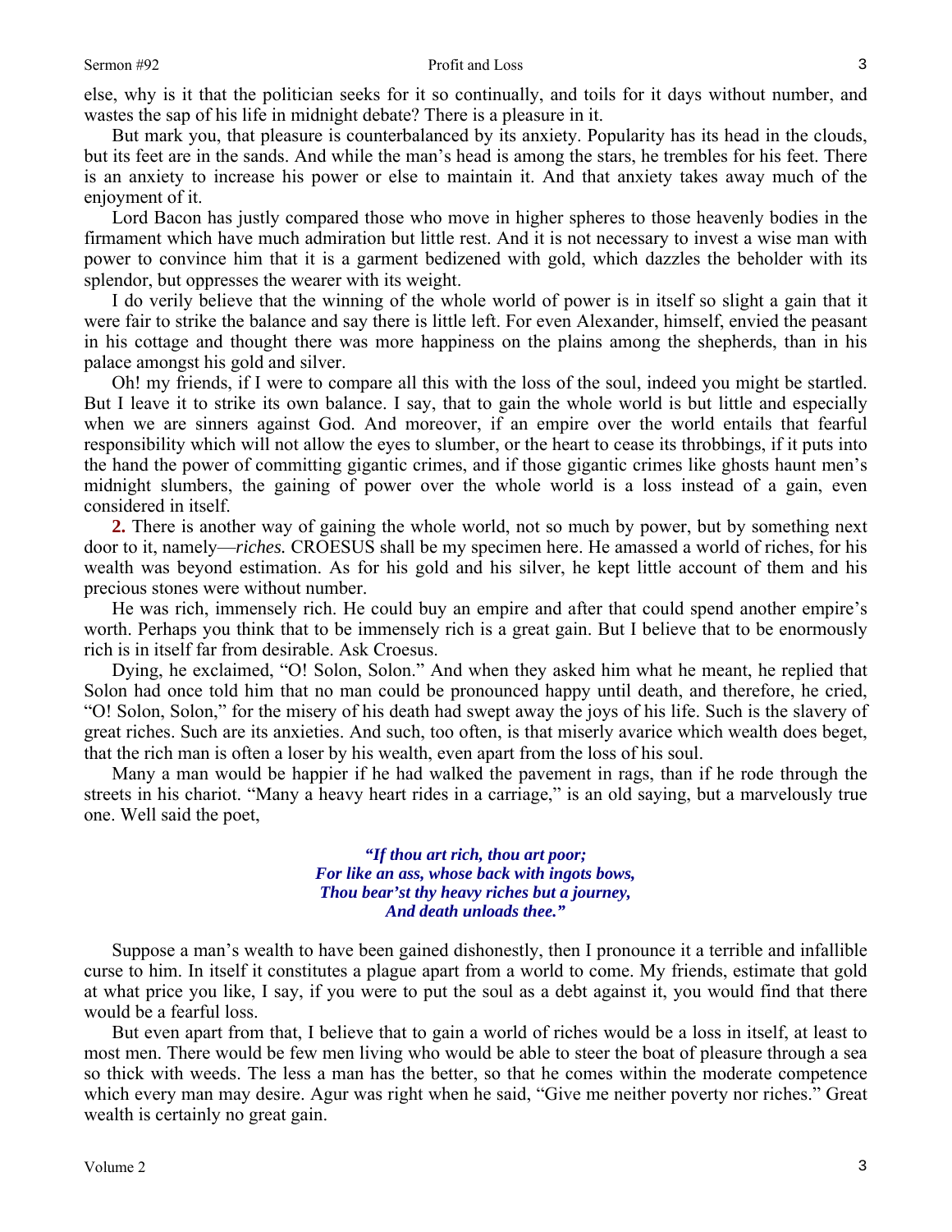else, why is it that the politician seeks for it so continually, and toils for it days without number, and wastes the sap of his life in midnight debate? There is a pleasure in it.

But mark you, that pleasure is counterbalanced by its anxiety. Popularity has its head in the clouds, but its feet are in the sands. And while the man's head is among the stars, he trembles for his feet. There is an anxiety to increase his power or else to maintain it. And that anxiety takes away much of the enjoyment of it.

Lord Bacon has justly compared those who move in higher spheres to those heavenly bodies in the firmament which have much admiration but little rest. And it is not necessary to invest a wise man with power to convince him that it is a garment bedizened with gold, which dazzles the beholder with its splendor, but oppresses the wearer with its weight.

I do verily believe that the winning of the whole world of power is in itself so slight a gain that it were fair to strike the balance and say there is little left. For even Alexander, himself, envied the peasant in his cottage and thought there was more happiness on the plains among the shepherds, than in his palace amongst his gold and silver.

Oh! my friends, if I were to compare all this with the loss of the soul, indeed you might be startled. But I leave it to strike its own balance. I say, that to gain the whole world is but little and especially when we are sinners against God. And moreover, if an empire over the world entails that fearful responsibility which will not allow the eyes to slumber, or the heart to cease its throbbings, if it puts into the hand the power of committing gigantic crimes, and if those gigantic crimes like ghosts haunt men's midnight slumbers, the gaining of power over the whole world is a loss instead of a gain, even considered in itself.

**2.** There is another way of gaining the whole world, not so much by power, but by something next door to it, namely—*riches.* CROESUS shall be my specimen here. He amassed a world of riches, for his wealth was beyond estimation. As for his gold and his silver, he kept little account of them and his precious stones were without number.

He was rich, immensely rich. He could buy an empire and after that could spend another empire's worth. Perhaps you think that to be immensely rich is a great gain. But I believe that to be enormously rich is in itself far from desirable. Ask Croesus.

Dying, he exclaimed, "O! Solon, Solon." And when they asked him what he meant, he replied that Solon had once told him that no man could be pronounced happy until death, and therefore, he cried, "O! Solon, Solon," for the misery of his death had swept away the joys of his life. Such is the slavery of great riches. Such are its anxieties. And such, too often, is that miserly avarice which wealth does beget, that the rich man is often a loser by his wealth, even apart from the loss of his soul.

Many a man would be happier if he had walked the pavement in rags, than if he rode through the streets in his chariot. "Many a heavy heart rides in a carriage," is an old saying, but a marvelously true one. Well said the poet,

> ***"If thou art rich, thou art poor;***
> ***For like an ass, whose back with ingots bows,***
> ***Thou bear'st thy heavy riches but a journey,***
> ***And death unloads thee."***

Suppose a man's wealth to have been gained dishonestly, then I pronounce it a terrible and infallible curse to him. In itself it constitutes a plague apart from a world to come. My friends, estimate that gold at what price you like, I say, if you were to put the soul as a debt against it, you would find that there would be a fearful loss.

But even apart from that, I believe that to gain a world of riches would be a loss in itself, at least to most men. There would be few men living who would be able to steer the boat of pleasure through a sea so thick with weeds. The less a man has the better, so that he comes within the moderate competence which every man may desire. Agur was right when he said, "Give me neither poverty nor riches." Great wealth is certainly no great gain.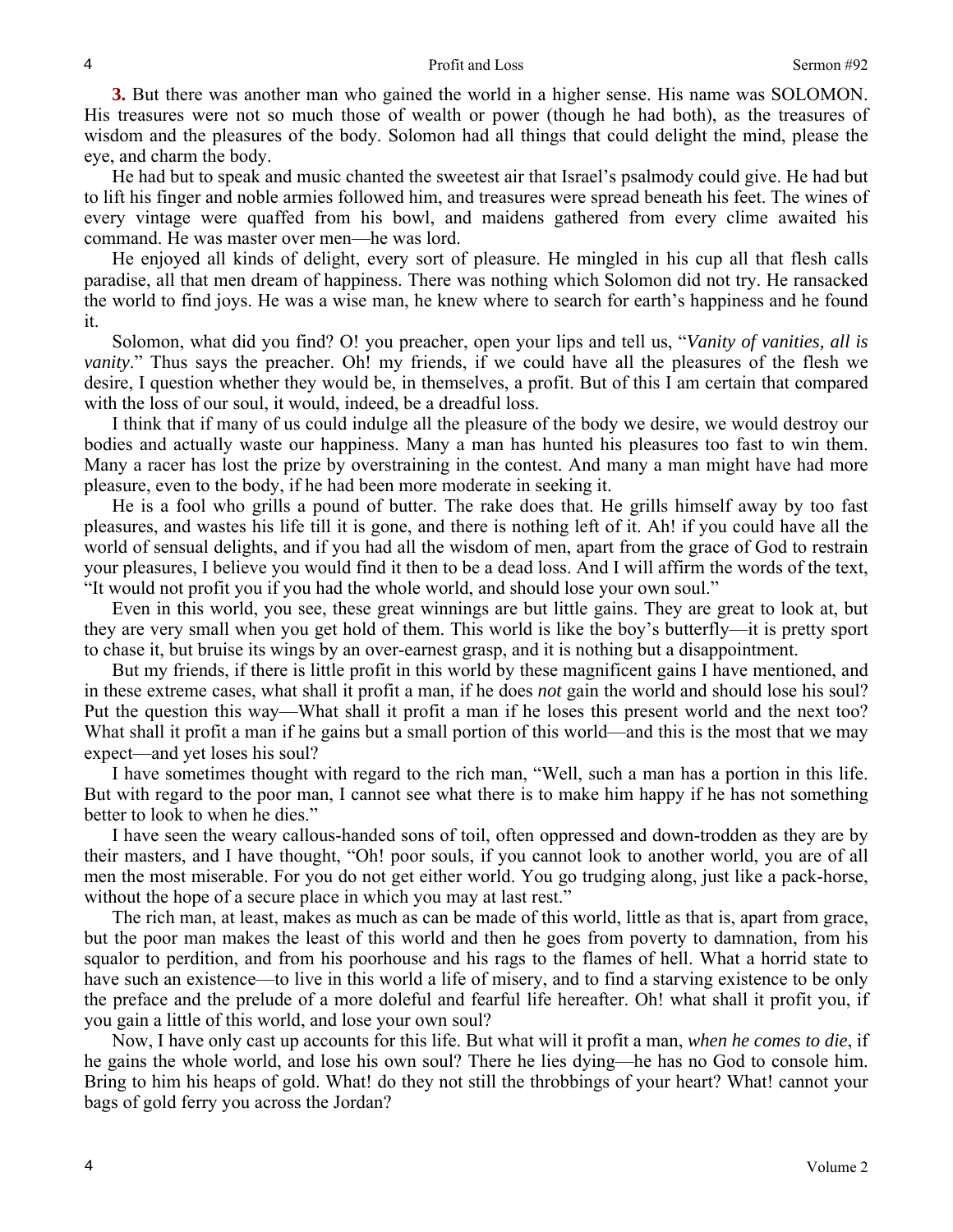**3.** But there was another man who gained the world in a higher sense. His name was SOLOMON. His treasures were not so much those of wealth or power (though he had both), as the treasures of wisdom and the pleasures of the body. Solomon had all things that could delight the mind, please the eye, and charm the body.

He had but to speak and music chanted the sweetest air that Israel's psalmody could give. He had but to lift his finger and noble armies followed him, and treasures were spread beneath his feet. The wines of every vintage were quaffed from his bowl, and maidens gathered from every clime awaited his command. He was master over men—he was lord.

He enjoyed all kinds of delight, every sort of pleasure. He mingled in his cup all that flesh calls paradise, all that men dream of happiness. There was nothing which Solomon did not try. He ransacked the world to find joys. He was a wise man, he knew where to search for earth's happiness and he found it.

Solomon, what did you find? O! you preacher, open your lips and tell us, "*Vanity of vanities, all is vanity*." Thus says the preacher. Oh! my friends, if we could have all the pleasures of the flesh we desire, I question whether they would be, in themselves, a profit. But of this I am certain that compared with the loss of our soul, it would, indeed, be a dreadful loss.

I think that if many of us could indulge all the pleasure of the body we desire, we would destroy our bodies and actually waste our happiness. Many a man has hunted his pleasures too fast to win them. Many a racer has lost the prize by overstraining in the contest. And many a man might have had more pleasure, even to the body, if he had been more moderate in seeking it.

He is a fool who grills a pound of butter. The rake does that. He grills himself away by too fast pleasures, and wastes his life till it is gone, and there is nothing left of it. Ah! if you could have all the world of sensual delights, and if you had all the wisdom of men, apart from the grace of God to restrain your pleasures, I believe you would find it then to be a dead loss. And I will affirm the words of the text, "It would not profit you if you had the whole world, and should lose your own soul."

Even in this world, you see, these great winnings are but little gains. They are great to look at, but they are very small when you get hold of them. This world is like the boy's butterfly—it is pretty sport to chase it, but bruise its wings by an over-earnest grasp, and it is nothing but a disappointment.

But my friends, if there is little profit in this world by these magnificent gains I have mentioned, and in these extreme cases, what shall it profit a man, if he does *not* gain the world and should lose his soul? Put the question this way—What shall it profit a man if he loses this present world and the next too? What shall it profit a man if he gains but a small portion of this world—and this is the most that we may expect—and yet loses his soul?

I have sometimes thought with regard to the rich man, "Well, such a man has a portion in this life. But with regard to the poor man, I cannot see what there is to make him happy if he has not something better to look to when he dies."

I have seen the weary callous-handed sons of toil, often oppressed and down-trodden as they are by their masters, and I have thought, "Oh! poor souls, if you cannot look to another world, you are of all men the most miserable. For you do not get either world. You go trudging along, just like a pack-horse, without the hope of a secure place in which you may at last rest."

The rich man, at least, makes as much as can be made of this world, little as that is, apart from grace, but the poor man makes the least of this world and then he goes from poverty to damnation, from his squalor to perdition, and from his poorhouse and his rags to the flames of hell. What a horrid state to have such an existence—to live in this world a life of misery, and to find a starving existence to be only the preface and the prelude of a more doleful and fearful life hereafter. Oh! what shall it profit you, if you gain a little of this world, and lose your own soul?

Now, I have only cast up accounts for this life. But what will it profit a man, *when he comes to die*, if he gains the whole world, and lose his own soul? There he lies dying—he has no God to console him. Bring to him his heaps of gold. What! do they not still the throbbings of your heart? What! cannot your bags of gold ferry you across the Jordan?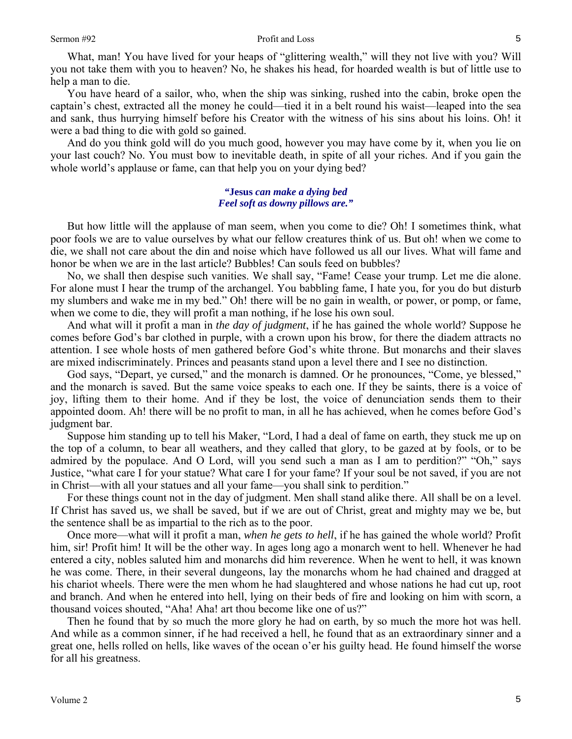What, man! You have lived for your heaps of "glittering wealth," will they not live with you? Will you not take them with you to heaven? No, he shakes his head, for hoarded wealth is but of little use to help a man to die.

You have heard of a sailor, who, when the ship was sinking, rushed into the cabin, broke open the captain's chest, extracted all the money he could—tied it in a belt round his waist—leaped into the sea and sank, thus hurrying himself before his Creator with the witness of his sins about his loins. Oh! it were a bad thing to die with gold so gained.

And do you think gold will do you much good, however you may have come by it, when you lie on your last couch? No. You must bow to inevitable death, in spite of all your riches. And if you gain the whole world's applause or fame, can that help you on your dying bed?

> ***"Jesus** can make a dying bed*
> *Feel soft as downy pillows are."*

But how little will the applause of man seem, when you come to die? Oh! I sometimes think, what poor fools we are to value ourselves by what our fellow creatures think of us. But oh! when we come to die, we shall not care about the din and noise which have followed us all our lives. What will fame and honor be when we are in the last article? Bubbles! Can souls feed on bubbles?

No, we shall then despise such vanities. We shall say, "Fame! Cease your trump. Let me die alone. For alone must I hear the trump of the archangel. You babbling fame, I hate you, for you do but disturb my slumbers and wake me in my bed." Oh! there will be no gain in wealth, or power, or pomp, or fame, when we come to die, they will profit a man nothing, if he lose his own soul.

And what will it profit a man in *the day of judgment*, if he has gained the whole world? Suppose he comes before God's bar clothed in purple, with a crown upon his brow, for there the diadem attracts no attention. I see whole hosts of men gathered before God's white throne. But monarchs and their slaves are mixed indiscriminately. Princes and peasants stand upon a level there and I see no distinction.

God says, "Depart, ye cursed," and the monarch is damned. Or he pronounces, "Come, ye blessed," and the monarch is saved. But the same voice speaks to each one. If they be saints, there is a voice of joy, lifting them to their home. And if they be lost, the voice of denunciation sends them to their appointed doom. Ah! there will be no profit to man, in all he has achieved, when he comes before God's judgment bar.

Suppose him standing up to tell his Maker, "Lord, I had a deal of fame on earth, they stuck me up on the top of a column, to bear all weathers, and they called that glory, to be gazed at by fools, or to be admired by the populace. And O Lord, will you send such a man as I am to perdition?" "Oh," says Justice, "what care I for your statue? What care I for your fame? If your soul be not saved, if you are not in Christ—with all your statues and all your fame—you shall sink to perdition."

For these things count not in the day of judgment. Men shall stand alike there. All shall be on a level. If Christ has saved us, we shall be saved, but if we are out of Christ, great and mighty may we be, but the sentence shall be as impartial to the rich as to the poor.

Once more—what will it profit a man, *when he gets to hell*, if he has gained the whole world? Profit him, sir! Profit him! It will be the other way. In ages long ago a monarch went to hell. Whenever he had entered a city, nobles saluted him and monarchs did him reverence. When he went to hell, it was known he was come. There, in their several dungeons, lay the monarchs whom he had chained and dragged at his chariot wheels. There were the men whom he had slaughtered and whose nations he had cut up, root and branch. And when he entered into hell, lying on their beds of fire and looking on him with scorn, a thousand voices shouted, "Aha! Aha! art thou become like one of us?"

Then he found that by so much the more glory he had on earth, by so much the more hot was hell. And while as a common sinner, if he had received a hell, he found that as an extraordinary sinner and a great one, hells rolled on hells, like waves of the ocean o'er his guilty head. He found himself the worse for all his greatness.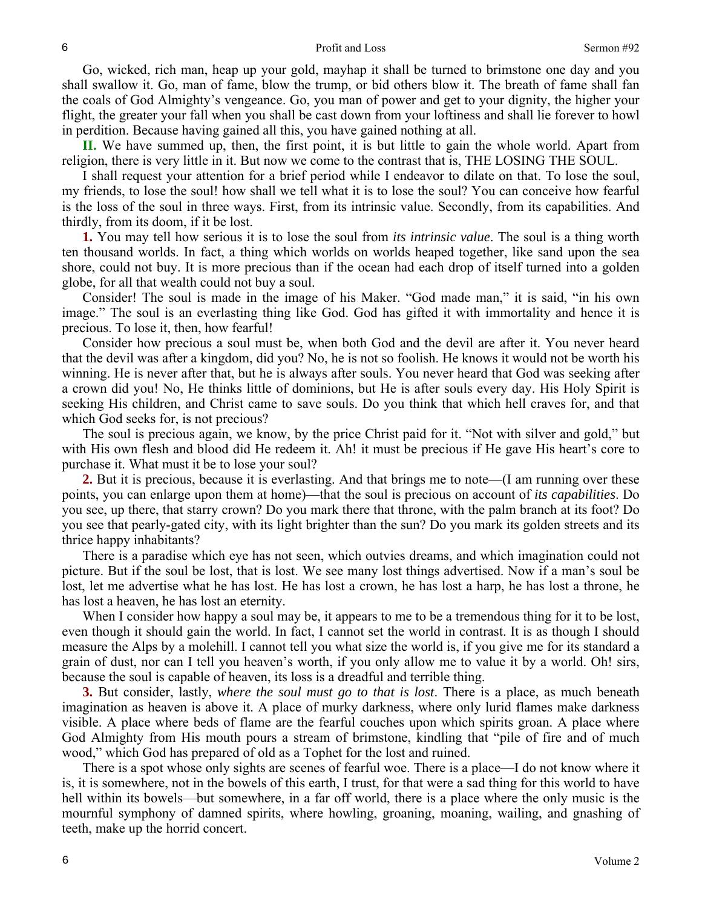Go, wicked, rich man, heap up your gold, mayhap it shall be turned to brimstone one day and you shall swallow it. Go, man of fame, blow the trump, or bid others blow it. The breath of fame shall fan the coals of God Almighty's vengeance. Go, you man of power and get to your dignity, the higher your flight, the greater your fall when you shall be cast down from your loftiness and shall lie forever to howl in perdition. Because having gained all this, you have gained nothing at all.

**II.** We have summed up, then, the first point, it is but little to gain the whole world. Apart from religion, there is very little in it. But now we come to the contrast that is, THE LOSING THE SOUL.

I shall request your attention for a brief period while I endeavor to dilate on that. To lose the soul, my friends, to lose the soul! how shall we tell what it is to lose the soul? You can conceive how fearful is the loss of the soul in three ways. First, from its intrinsic value. Secondly, from its capabilities. And thirdly, from its doom, if it be lost.

**1.** You may tell how serious it is to lose the soul from *its intrinsic value*. The soul is a thing worth ten thousand worlds. In fact, a thing which worlds on worlds heaped together, like sand upon the sea shore, could not buy. It is more precious than if the ocean had each drop of itself turned into a golden globe, for all that wealth could not buy a soul.

Consider! The soul is made in the image of his Maker. "God made man," it is said, "in his own image." The soul is an everlasting thing like God. God has gifted it with immortality and hence it is precious. To lose it, then, how fearful!

Consider how precious a soul must be, when both God and the devil are after it. You never heard that the devil was after a kingdom, did you? No, he is not so foolish. He knows it would not be worth his winning. He is never after that, but he is always after souls. You never heard that God was seeking after a crown did you! No, He thinks little of dominions, but He is after souls every day. His Holy Spirit is seeking His children, and Christ came to save souls. Do you think that which hell craves for, and that which God seeks for, is not precious?

The soul is precious again, we know, by the price Christ paid for it. "Not with silver and gold," but with His own flesh and blood did He redeem it. Ah! it must be precious if He gave His heart's core to purchase it. What must it be to lose your soul?

**2.** But it is precious, because it is everlasting. And that brings me to note—(I am running over these points, you can enlarge upon them at home)—that the soul is precious on account of *its capabilities*. Do you see, up there, that starry crown? Do you mark there that throne, with the palm branch at its foot? Do you see that pearly-gated city, with its light brighter than the sun? Do you mark its golden streets and its thrice happy inhabitants?

There is a paradise which eye has not seen, which outvies dreams, and which imagination could not picture. But if the soul be lost, that is lost. We see many lost things advertised. Now if a man's soul be lost, let me advertise what he has lost. He has lost a crown, he has lost a harp, he has lost a throne, he has lost a heaven, he has lost an eternity.

When I consider how happy a soul may be, it appears to me to be a tremendous thing for it to be lost, even though it should gain the world. In fact, I cannot set the world in contrast. It is as though I should measure the Alps by a molehill. I cannot tell you what size the world is, if you give me for its standard a grain of dust, nor can I tell you heaven's worth, if you only allow me to value it by a world. Oh! sirs, because the soul is capable of heaven, its loss is a dreadful and terrible thing.

**3.** But consider, lastly, *where the soul must go to that is lost*. There is a place, as much beneath imagination as heaven is above it. A place of murky darkness, where only lurid flames make darkness visible. A place where beds of flame are the fearful couches upon which spirits groan. A place where God Almighty from His mouth pours a stream of brimstone, kindling that "pile of fire and of much wood," which God has prepared of old as a Tophet for the lost and ruined.

There is a spot whose only sights are scenes of fearful woe. There is a place—I do not know where it is, it is somewhere, not in the bowels of this earth, I trust, for that were a sad thing for this world to have hell within its bowels—but somewhere, in a far off world, there is a place where the only music is the mournful symphony of damned spirits, where howling, groaning, moaning, wailing, and gnashing of teeth, make up the horrid concert.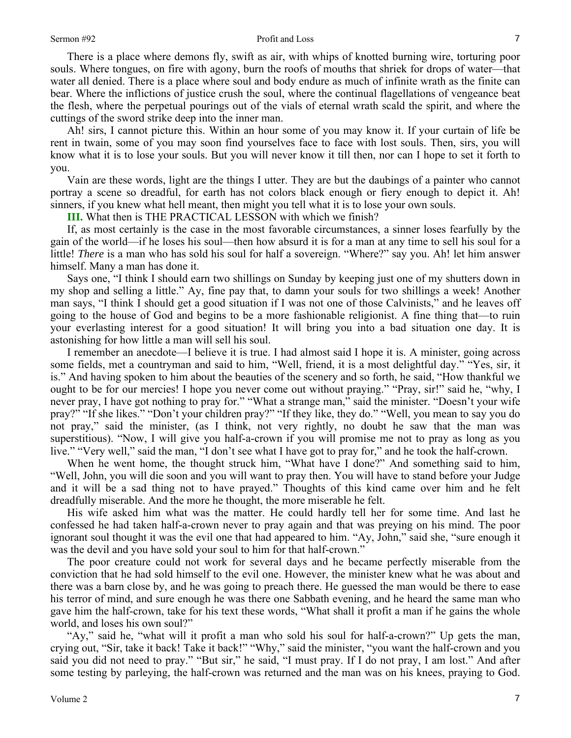There is a place where demons fly, swift as air, with whips of knotted burning wire, torturing poor souls. Where tongues, on fire with agony, burn the roofs of mouths that shriek for drops of water—that water all denied. There is a place where soul and body endure as much of infinite wrath as the finite can bear. Where the inflictions of justice crush the soul, where the continual flagellations of vengeance beat the flesh, where the perpetual pourings out of the vials of eternal wrath scald the spirit, and where the cuttings of the sword strike deep into the inner man.

Ah! sirs, I cannot picture this. Within an hour some of you may know it. If your curtain of life be rent in twain, some of you may soon find yourselves face to face with lost souls. Then, sirs, you will know what it is to lose your souls. But you will never know it till then, nor can I hope to set it forth to you.

Vain are these words, light are the things I utter. They are but the daubings of a painter who cannot portray a scene so dreadful, for earth has not colors black enough or fiery enough to depict it. Ah! sinners, if you knew what hell meant, then might you tell what it is to lose your own souls.

**III.** What then is THE PRACTICAL LESSON with which we finish?

If, as most certainly is the case in the most favorable circumstances, a sinner loses fearfully by the gain of the world—if he loses his soul—then how absurd it is for a man at any time to sell his soul for a little! *There* is a man who has sold his soul for half a sovereign. "Where?" say you. Ah! let him answer himself. Many a man has done it.

Says one, "I think I should earn two shillings on Sunday by keeping just one of my shutters down in my shop and selling a little." Ay, fine pay that, to damn your souls for two shillings a week! Another man says, "I think I should get a good situation if I was not one of those Calvinists," and he leaves off going to the house of God and begins to be a more fashionable religionist. A fine thing that—to ruin your everlasting interest for a good situation! It will bring you into a bad situation one day. It is astonishing for how little a man will sell his soul.

I remember an anecdote—I believe it is true. I had almost said I hope it is. A minister, going across some fields, met a countryman and said to him, "Well, friend, it is a most delightful day." "Yes, sir, it is." And having spoken to him about the beauties of the scenery and so forth, he said, "How thankful we ought to be for our mercies! I hope you never come out without praying." "Pray, sir!" said he, "why, I never pray, I have got nothing to pray for." "What a strange man," said the minister. "Doesn't your wife pray?" "If she likes." "Don't your children pray?" "If they like, they do." "Well, you mean to say you do not pray," said the minister, (as I think, not very rightly, no doubt he saw that the man was superstitious). "Now, I will give you half-a-crown if you will promise me not to pray as long as you live." "Very well," said the man, "I don't see what I have got to pray for," and he took the half-crown.

When he went home, the thought struck him, "What have I done?" And something said to him, "Well, John, you will die soon and you will want to pray then. You will have to stand before your Judge and it will be a sad thing not to have prayed." Thoughts of this kind came over him and he felt dreadfully miserable. And the more he thought, the more miserable he felt.

His wife asked him what was the matter. He could hardly tell her for some time. And last he confessed he had taken half-a-crown never to pray again and that was preying on his mind. The poor ignorant soul thought it was the evil one that had appeared to him. "Ay, John," said she, "sure enough it was the devil and you have sold your soul to him for that half-crown."

The poor creature could not work for several days and he became perfectly miserable from the conviction that he had sold himself to the evil one. However, the minister knew what he was about and there was a barn close by, and he was going to preach there. He guessed the man would be there to ease his terror of mind, and sure enough he was there one Sabbath evening, and he heard the same man who gave him the half-crown, take for his text these words, "What shall it profit a man if he gains the whole world, and loses his own soul?"

"Ay," said he, "what will it profit a man who sold his soul for half-a-crown?" Up gets the man, crying out, "Sir, take it back! Take it back!" "Why," said the minister, "you want the half-crown and you said you did not need to pray." "But sir," he said, "I must pray. If I do not pray, I am lost." And after some testing by parleying, the half-crown was returned and the man was on his knees, praying to God.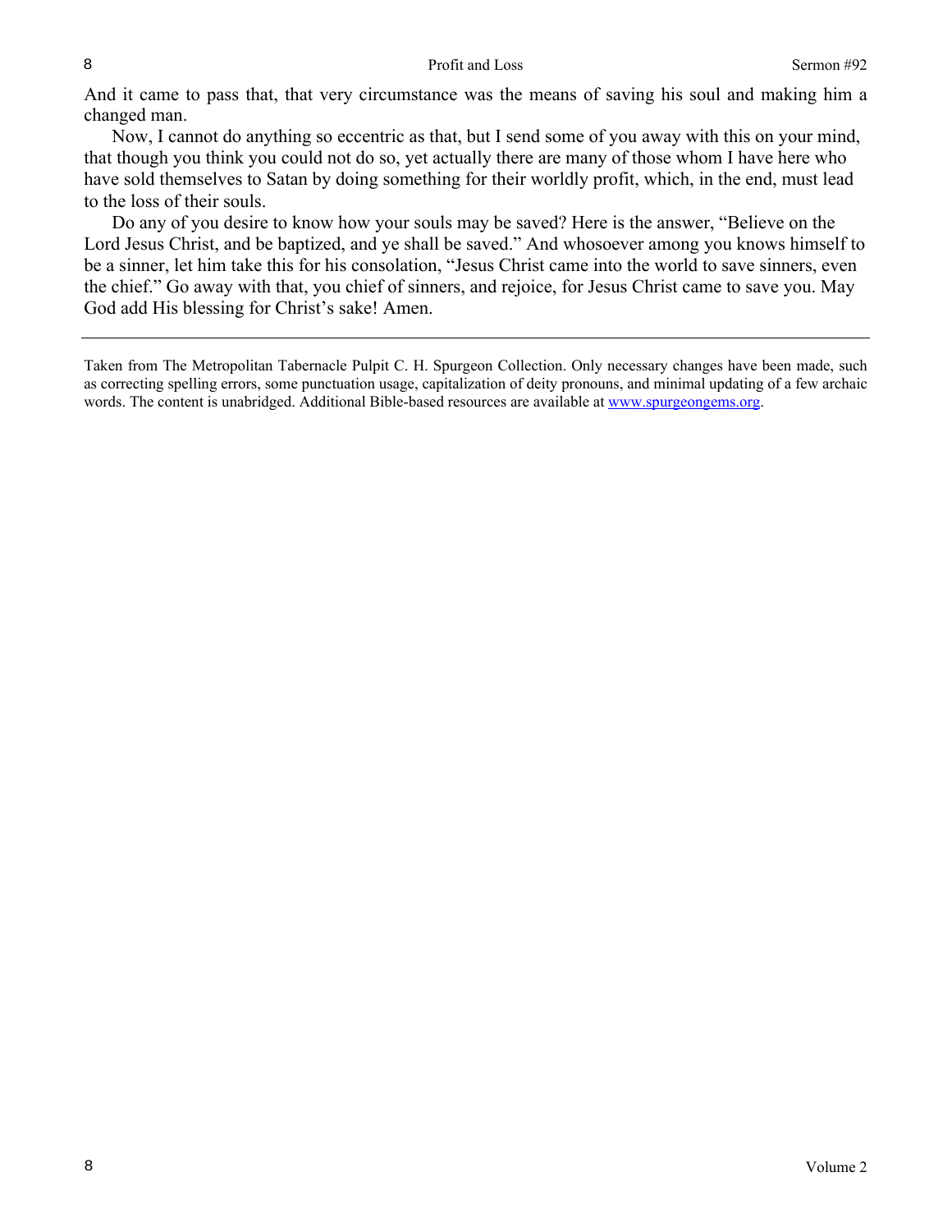And it came to pass that, that very circumstance was the means of saving his soul and making him a changed man.

Now, I cannot do anything so eccentric as that, but I send some of you away with this on your mind, that though you think you could not do so, yet actually there are many of those whom I have here who have sold themselves to Satan by doing something for their worldly profit, which, in the end, must lead to the loss of their souls.

Do any of you desire to know how your souls may be saved? Here is the answer, "Believe on the Lord Jesus Christ, and be baptized, and ye shall be saved." And whosoever among you knows himself to be a sinner, let him take this for his consolation, "Jesus Christ came into the world to save sinners, even the chief." Go away with that, you chief of sinners, and rejoice, for Jesus Christ came to save you. May God add His blessing for Christ's sake! Amen.

---

Taken from The Metropolitan Tabernacle Pulpit C. H. Spurgeon Collection. Only necessary changes have been made, such as correcting spelling errors, some punctuation usage, capitalization of deity pronouns, and minimal updating of a few archaic words. The content is unabridged. Additional Bible-based resources are available at www.spurgeongems.org.